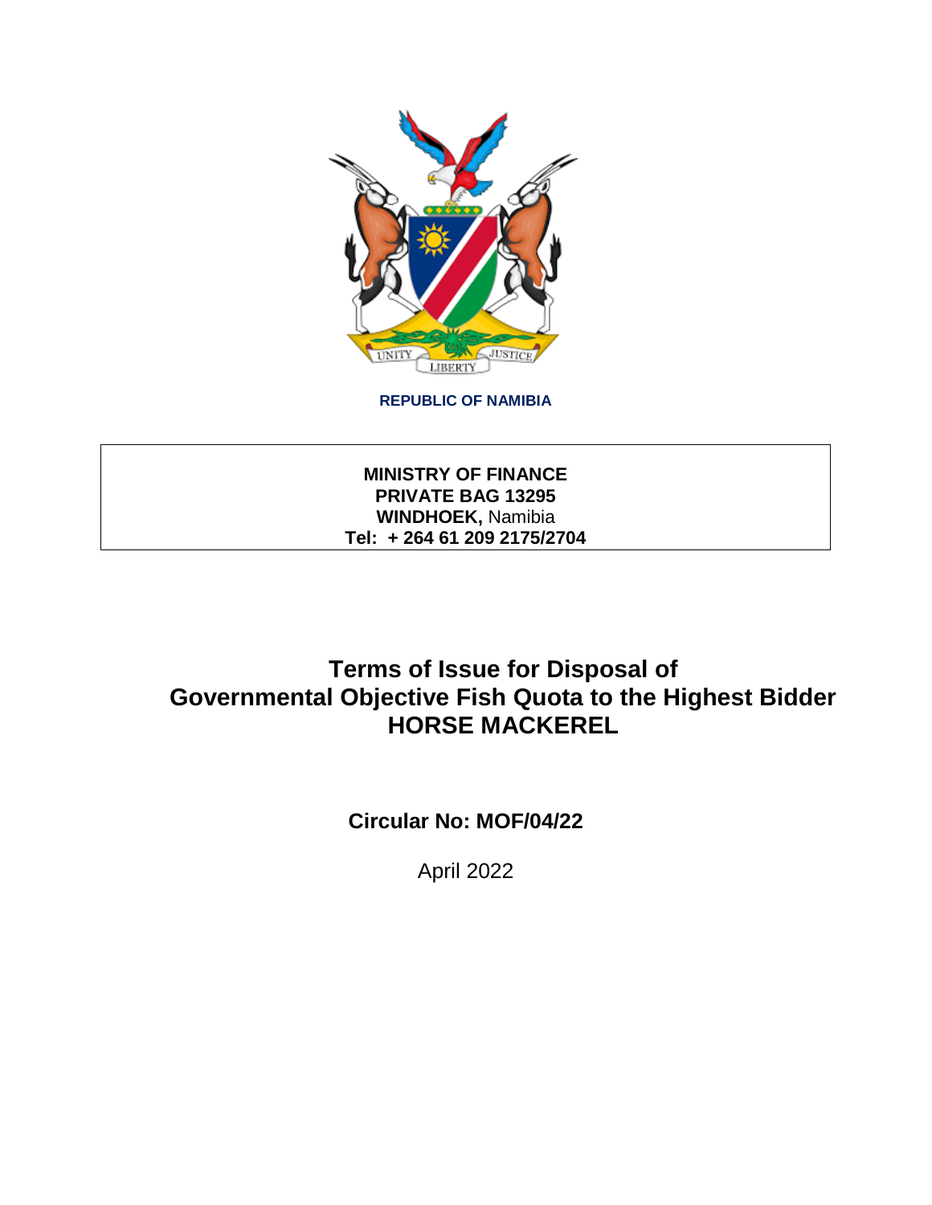REPUBLIC OF NAMIBIA

**MINISTRY OF FINANCE**
**PRIVATE BAG 13295**
**WINDHOEK,** Namibia
**Tel: + 264 61 209 2175/2704**

# Terms of Issue for Disposal of Governmental Objective Fish Quota to the Highest Bidder HORSE MACKEREL

**Circular No: MOF/04/22**

April 2022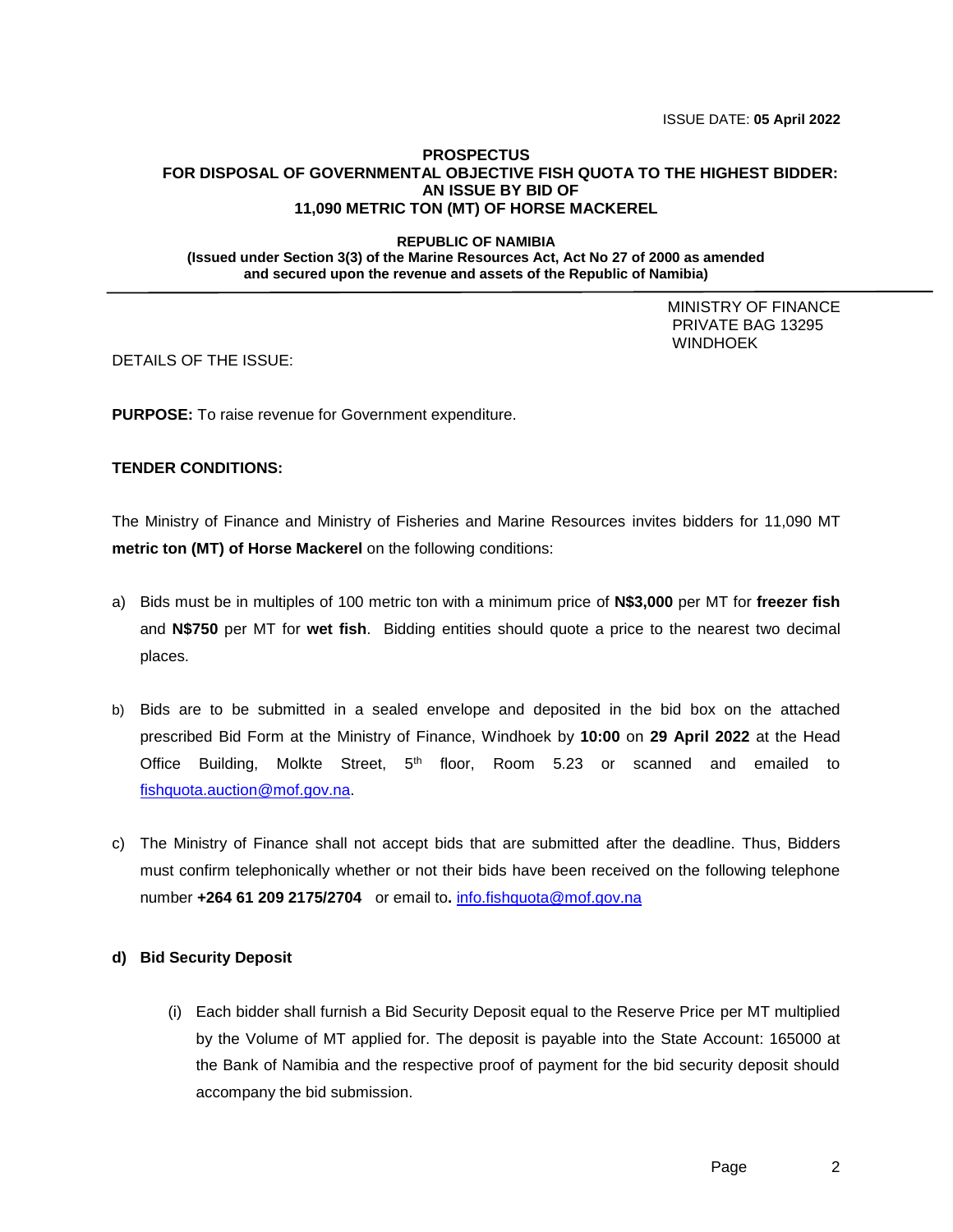ISSUE DATE: **05 April 2022**

**PROSPECTUS**
**FOR DISPOSAL OF GOVERNMENTAL OBJECTIVE FISH QUOTA TO THE HIGHEST BIDDER: AN ISSUE BY BID OF 11,090 METRIC TON (MT) OF HORSE MACKEREL**

**REPUBLIC OF NAMIBIA**
**(Issued under Section 3(3) of the Marine Resources Act, Act No 27 of 2000 as amended and secured upon the revenue and assets of the Republic of Namibia)**

---

MINISTRY OF FINANCE
PRIVATE BAG 13295
WINDHOEK

DETAILS OF THE ISSUE:

**PURPOSE:** To raise revenue for Government expenditure.

**TENDER CONDITIONS:**

The Ministry of Finance and Ministry of Fisheries and Marine Resources invites bidders for 11,090 MT **metric ton (MT) of Horse Mackerel** on the following conditions:

a) Bids must be in multiples of 100 metric ton with a minimum price of **N$3,000** per MT for **freezer fish** and **N$750** per MT for **wet fish**. Bidding entities should quote a price to the nearest two decimal places.

b) Bids are to be submitted in a sealed envelope and deposited in the bid box on the attached prescribed Bid Form at the Ministry of Finance, Windhoek by **10:00** on **29 April 2022** at the Head Office Building, Molkte Street, 5th floor, Room 5.23 or scanned and emailed to fishquota.auction@mof.gov.na.

c) The Ministry of Finance shall not accept bids that are submitted after the deadline. Thus, Bidders must confirm telephonically whether or not their bids have been received on the following telephone number **+264 61 209 2175/2704** or email to**.** info.fishquota@mof.gov.na

**d) Bid Security Deposit**

(i) Each bidder shall furnish a Bid Security Deposit equal to the Reserve Price per MT multiplied by the Volume of MT applied for. The deposit is payable into the State Account: 165000 at the Bank of Namibia and the respective proof of payment for the bid security deposit should accompany the bid submission.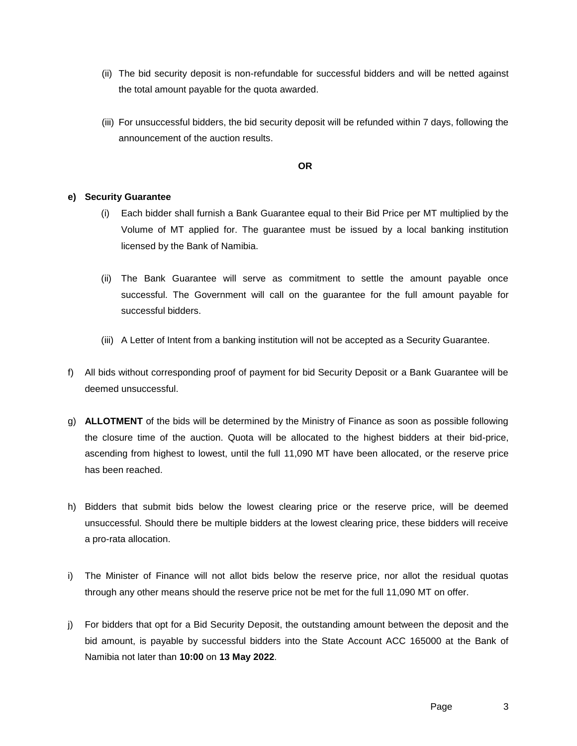(ii) The bid security deposit is non-refundable for successful bidders and will be netted against the total amount payable for the quota awarded.

(iii) For unsuccessful bidders, the bid security deposit will be refunded within 7 days, following the announcement of the auction results.

**OR**

**e) Security Guarantee**

(i) Each bidder shall furnish a Bank Guarantee equal to their Bid Price per MT multiplied by the Volume of MT applied for. The guarantee must be issued by a local banking institution licensed by the Bank of Namibia.

(ii) The Bank Guarantee will serve as commitment to settle the amount payable once successful. The Government will call on the guarantee for the full amount payable for successful bidders.

(iii) A Letter of Intent from a banking institution will not be accepted as a Security Guarantee.

f) All bids without corresponding proof of payment for bid Security Deposit or a Bank Guarantee will be deemed unsuccessful.

g) **ALLOTMENT** of the bids will be determined by the Ministry of Finance as soon as possible following the closure time of the auction. Quota will be allocated to the highest bidders at their bid-price, ascending from highest to lowest, until the full 11,090 MT have been allocated, or the reserve price has been reached.

h) Bidders that submit bids below the lowest clearing price or the reserve price, will be deemed unsuccessful. Should there be multiple bidders at the lowest clearing price, these bidders will receive a pro-rata allocation.

i) The Minister of Finance will not allot bids below the reserve price, nor allot the residual quotas through any other means should the reserve price not be met for the full 11,090 MT on offer.

j) For bidders that opt for a Bid Security Deposit, the outstanding amount between the deposit and the bid amount, is payable by successful bidders into the State Account ACC 165000 at the Bank of Namibia not later than **10:00** on **13 May 2022**.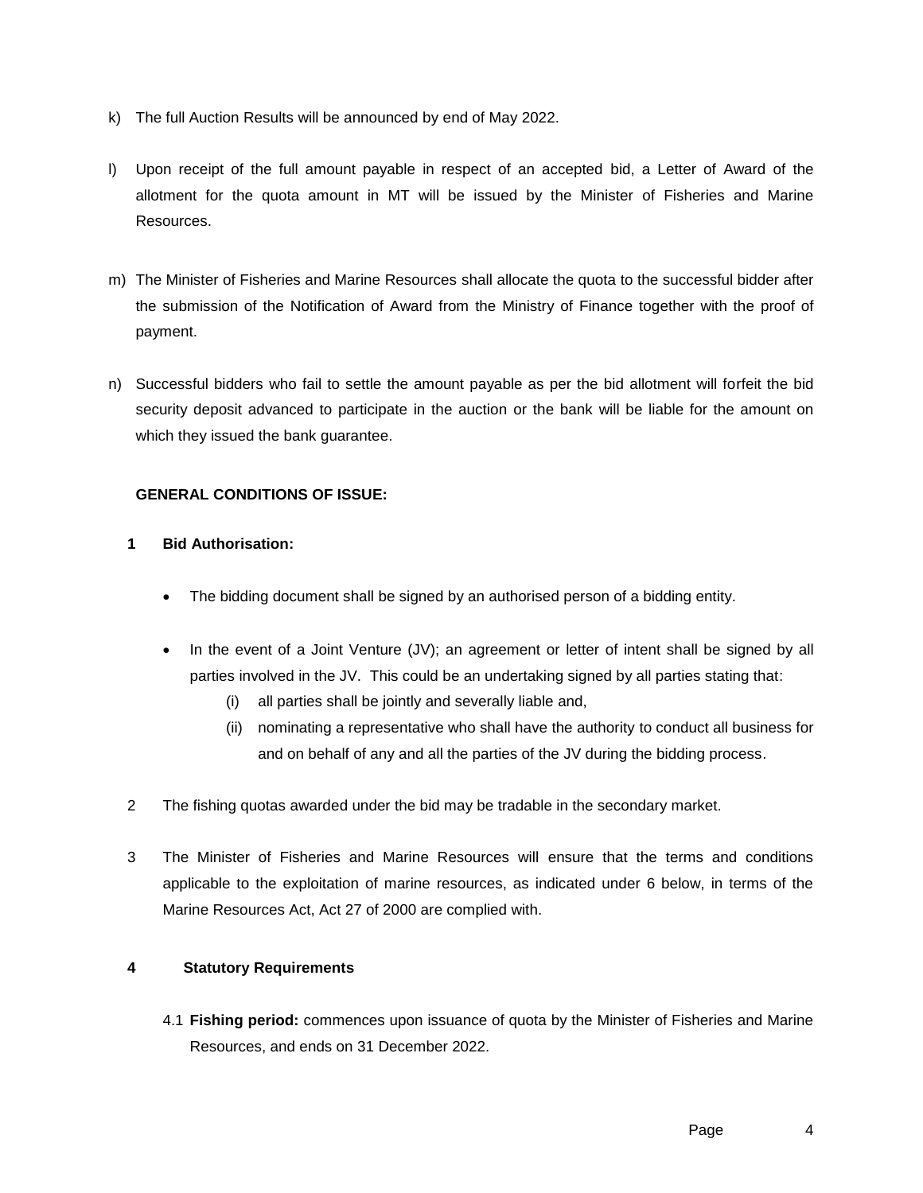k) The full Auction Results will be announced by end of May 2022.

l) Upon receipt of the full amount payable in respect of an accepted bid, a Letter of Award of the allotment for the quota amount in MT will be issued by the Minister of Fisheries and Marine Resources.

m) The Minister of Fisheries and Marine Resources shall allocate the quota to the successful bidder after the submission of the Notification of Award from the Ministry of Finance together with the proof of payment.

n) Successful bidders who fail to settle the amount payable as per the bid allotment will forfeit the bid security deposit advanced to participate in the auction or the bank will be liable for the amount on which they issued the bank guarantee.

**GENERAL CONDITIONS OF ISSUE:**

**1 Bid Authorisation:**

- The bidding document shall be signed by an authorised person of a bidding entity.
- In the event of a Joint Venture (JV); an agreement or letter of intent shall be signed by all parties involved in the JV. This could be an undertaking signed by all parties stating that:
  - (i) all parties shall be jointly and severally liable and,
  - (ii) nominating a representative who shall have the authority to conduct all business for and on behalf of any and all the parties of the JV during the bidding process.

2 The fishing quotas awarded under the bid may be tradable in the secondary market.

3 The Minister of Fisheries and Marine Resources will ensure that the terms and conditions applicable to the exploitation of marine resources, as indicated under 6 below, in terms of the Marine Resources Act, Act 27 of 2000 are complied with.

**4 Statutory Requirements**

4.1 **Fishing period:** commences upon issuance of quota by the Minister of Fisheries and Marine Resources, and ends on 31 December 2022.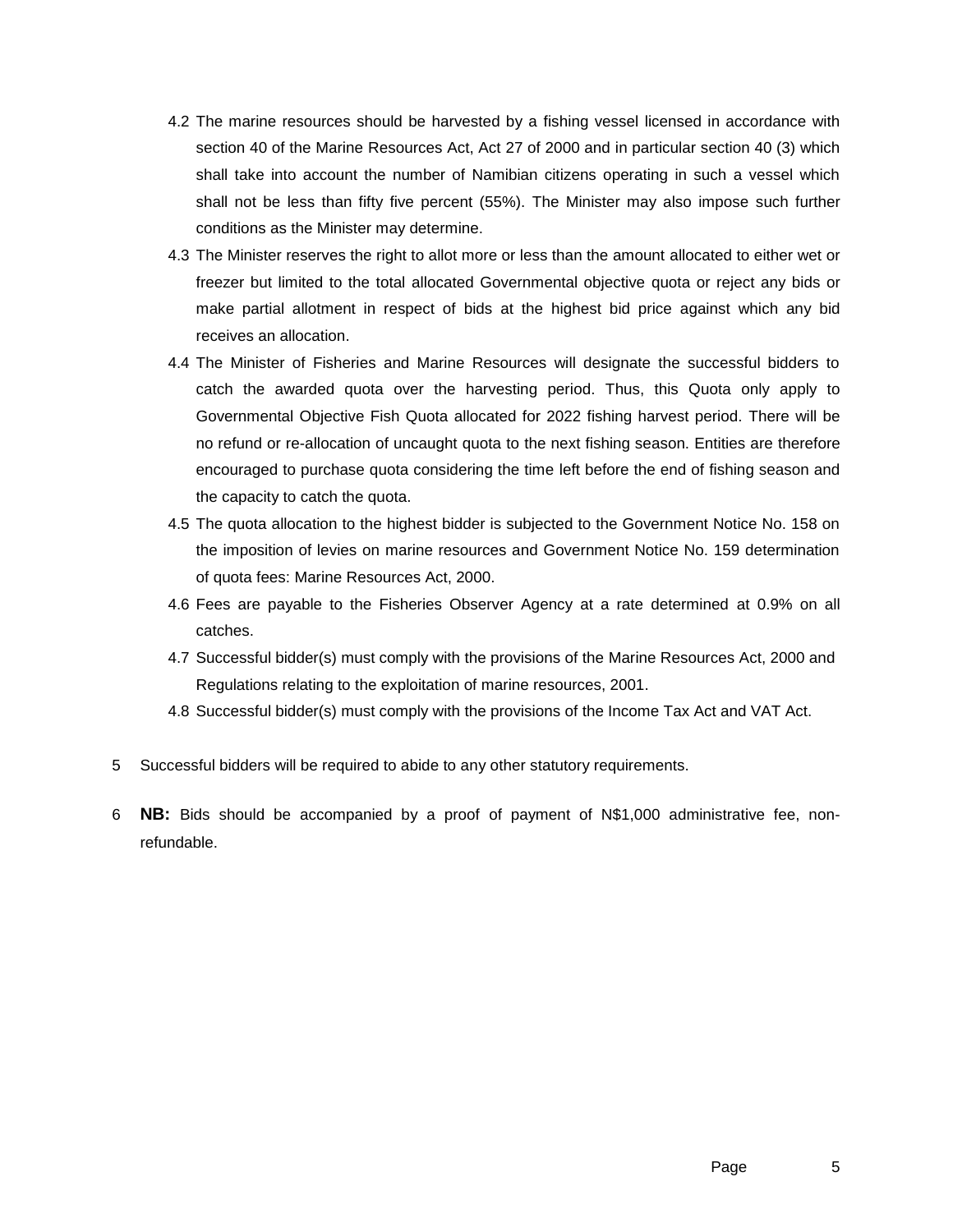4.2 The marine resources should be harvested by a fishing vessel licensed in accordance with section 40 of the Marine Resources Act, Act 27 of 2000 and in particular section 40 (3) which shall take into account the number of Namibian citizens operating in such a vessel which shall not be less than fifty five percent (55%). The Minister may also impose such further conditions as the Minister may determine.

4.3 The Minister reserves the right to allot more or less than the amount allocated to either wet or freezer but limited to the total allocated Governmental objective quota or reject any bids or make partial allotment in respect of bids at the highest bid price against which any bid receives an allocation.

4.4 The Minister of Fisheries and Marine Resources will designate the successful bidders to catch the awarded quota over the harvesting period. Thus, this Quota only apply to Governmental Objective Fish Quota allocated for 2022 fishing harvest period. There will be no refund or re-allocation of uncaught quota to the next fishing season. Entities are therefore encouraged to purchase quota considering the time left before the end of fishing season and the capacity to catch the quota.

4.5 The quota allocation to the highest bidder is subjected to the Government Notice No. 158 on the imposition of levies on marine resources and Government Notice No. 159 determination of quota fees: Marine Resources Act, 2000.

4.6 Fees are payable to the Fisheries Observer Agency at a rate determined at 0.9% on all catches.

4.7 Successful bidder(s) must comply with the provisions of the Marine Resources Act, 2000 and Regulations relating to the exploitation of marine resources, 2001.

4.8 Successful bidder(s) must comply with the provisions of the Income Tax Act and VAT Act.

5 Successful bidders will be required to abide to any other statutory requirements.

6 **NB:** Bids should be accompanied by a proof of payment of N$1,000 administrative fee, non-refundable.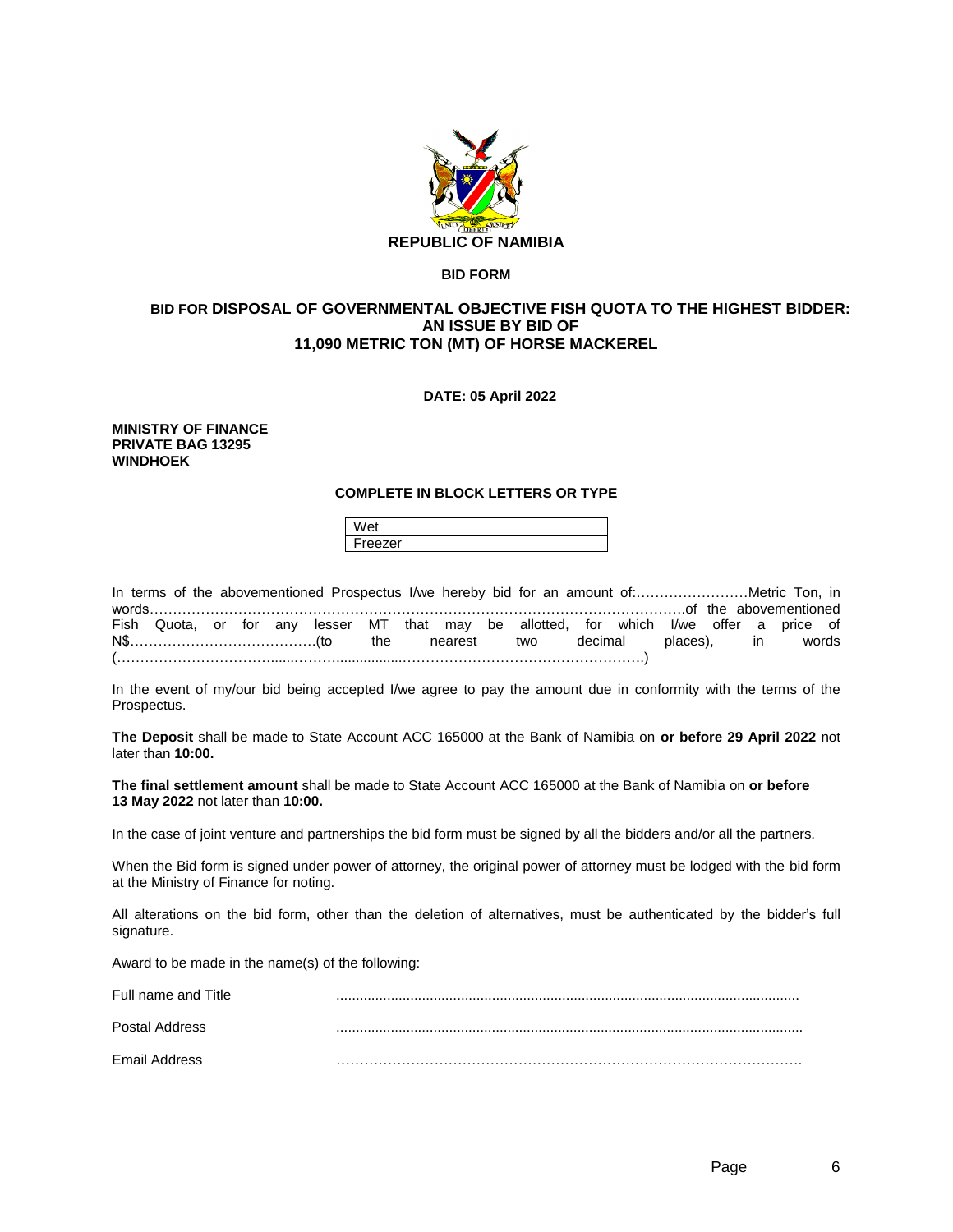**REPUBLIC OF NAMIBIA**

**BID FORM**

**BID FOR DISPOSAL OF GOVERNMENTAL OBJECTIVE FISH QUOTA TO THE HIGHEST BIDDER: AN ISSUE BY BID OF 11,090 METRIC TON (MT) OF HORSE MACKEREL**

**DATE: 05 April 2022**

**MINISTRY OF FINANCE**
**PRIVATE BAG 13295**
**WINDHOEK**

**COMPLETE IN BLOCK LETTERS OR TYPE**

| Wet | |
|---|---|
| Freezer | |

In terms of the abovementioned Prospectus I/we hereby bid for an amount of:……………………Metric Ton, in words……………………………………………………………………………………………….of the abovementioned Fish Quota, or for any lesser MT that may be allotted, for which I/we offer a price of N$………………………………….(to the nearest two decimal places), in words (………………………………………………………………………………………….)

In the event of my/our bid being accepted I/we agree to pay the amount due in conformity with the terms of the Prospectus.

**The Deposit** shall be made to State Account ACC 165000 at the Bank of Namibia on **or before 29 April 2022** not later than **10:00.**

**The final settlement amount** shall be made to State Account ACC 165000 at the Bank of Namibia on **or before 13 May 2022** not later than **10:00.**

In the case of joint venture and partnerships the bid form must be signed by all the bidders and/or all the partners.

When the Bid form is signed under power of attorney, the original power of attorney must be lodged with the bid form at the Ministry of Finance for noting.

All alterations on the bid form, other than the deletion of alternatives, must be authenticated by the bidder's full signature.

Award to be made in the name(s) of the following:

Full name and Title ......................................................................................................................

Postal Address ......................................................................................................................

Email Address ……………………………………………………………………………………….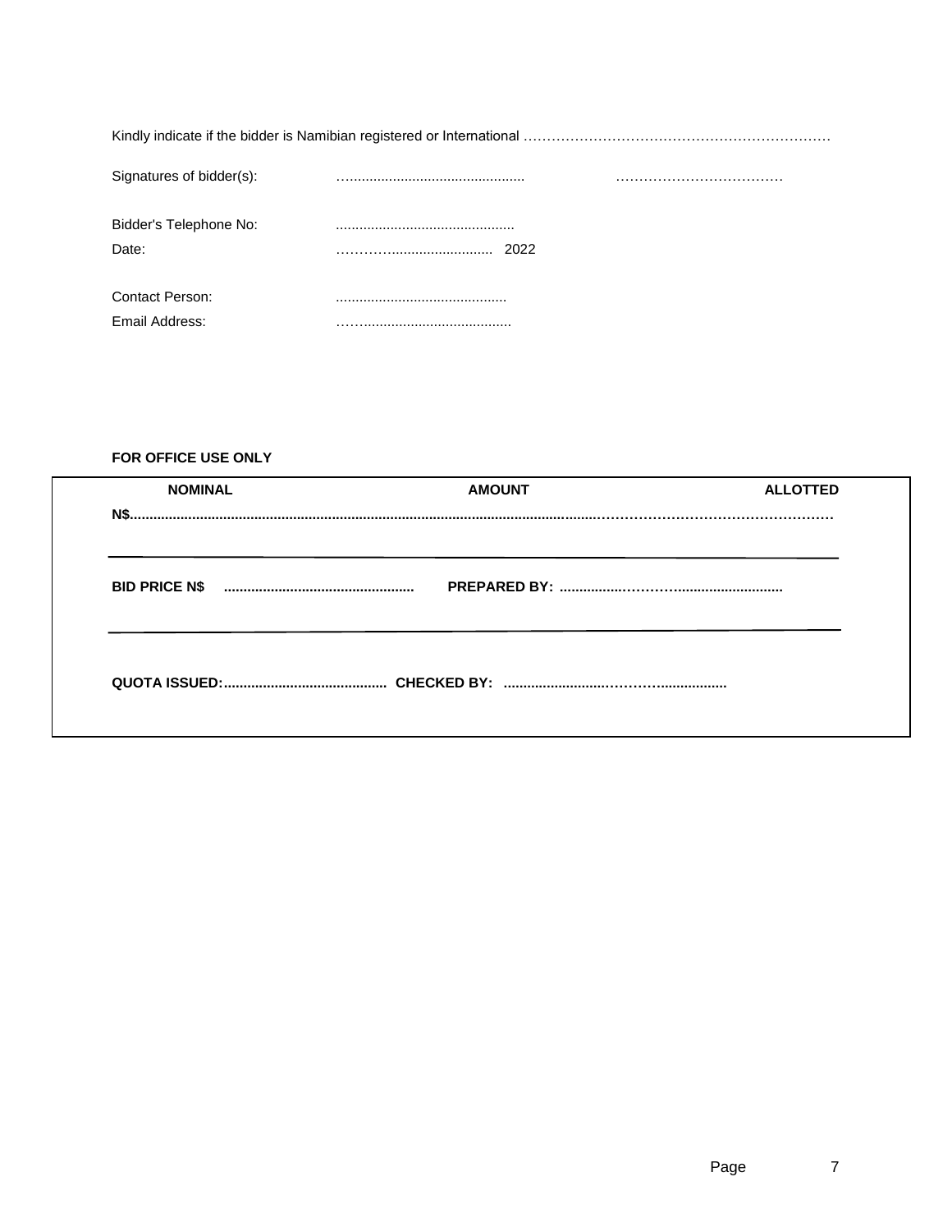Kindly indicate if the bidder is Namibian registered or International ……………………………………………………………

Signatures of bidder(s): …............................................ ………………………………

Bidder's Telephone No: .............................................

Date: ………….......................... 2022

Contact Person: ...........................................

Email Address: ……....................................

**FOR OFFICE USE ONLY**

| **NOMINAL** | **AMOUNT** | **ALLOTTED** |
|---|---|---|
| **N$..................................................................................................................................……………………………………………** | | |

**BID PRICE N$** ................................................ **PREPARED BY:** ................……….........................

**QUOTA ISSUED:**......................................... **CHECKED BY:** .........................………….................